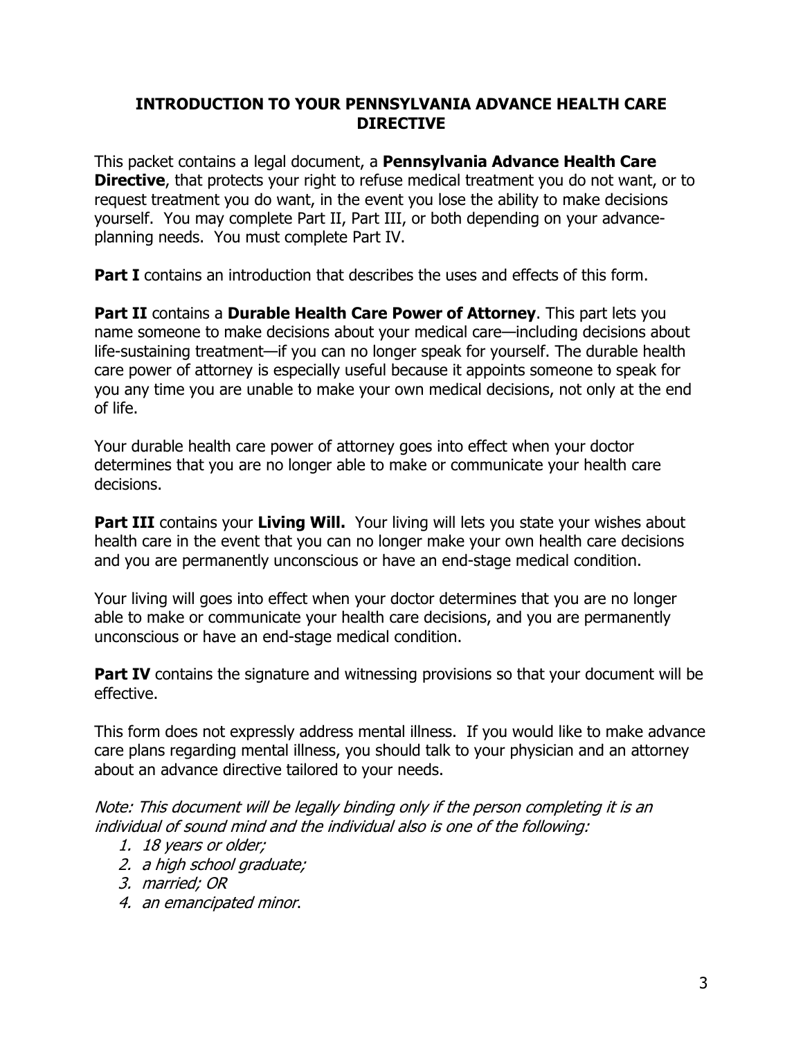## INTRODUCTION TO YOUR PENNSYLVANIA ADVANCE HEALTH CARE DIRECTIVE

This packet contains a legal document, a **Pennsylvania Advance Health Care Directive**, that protects your right to refuse medical treatment you do not want, or to request treatment you do want, in the event you lose the ability to make decisions yourself. You may complete Part II, Part III, or both depending on your advance-planning needs. You must complete Part IV.

**Part I** contains an introduction that describes the uses and effects of this form.

**Part II** contains a **Durable Health Care Power of Attorney**. This part lets you name someone to make decisions about your medical care—including decisions about life-sustaining treatment—if you can no longer speak for yourself. The durable health care power of attorney is especially useful because it appoints someone to speak for you any time you are unable to make your own medical decisions, not only at the end of life.

Your durable health care power of attorney goes into effect when your doctor determines that you are no longer able to make or communicate your health care decisions.

**Part III** contains your **Living Will.** Your living will lets you state your wishes about health care in the event that you can no longer make your own health care decisions and you are permanently unconscious or have an end-stage medical condition.

Your living will goes into effect when your doctor determines that you are no longer able to make or communicate your health care decisions, and you are permanently unconscious or have an end-stage medical condition.

**Part IV** contains the signature and witnessing provisions so that your document will be effective.

This form does not expressly address mental illness. If you would like to make advance care plans regarding mental illness, you should talk to your physician and an attorney about an advance directive tailored to your needs.

*Note: This document will be legally binding only if the person completing it is an individual of sound mind and the individual also is one of the following:*

1. *18 years or older;*
2. *a high school graduate;*
3. *married; OR*
4. *an emancipated minor*.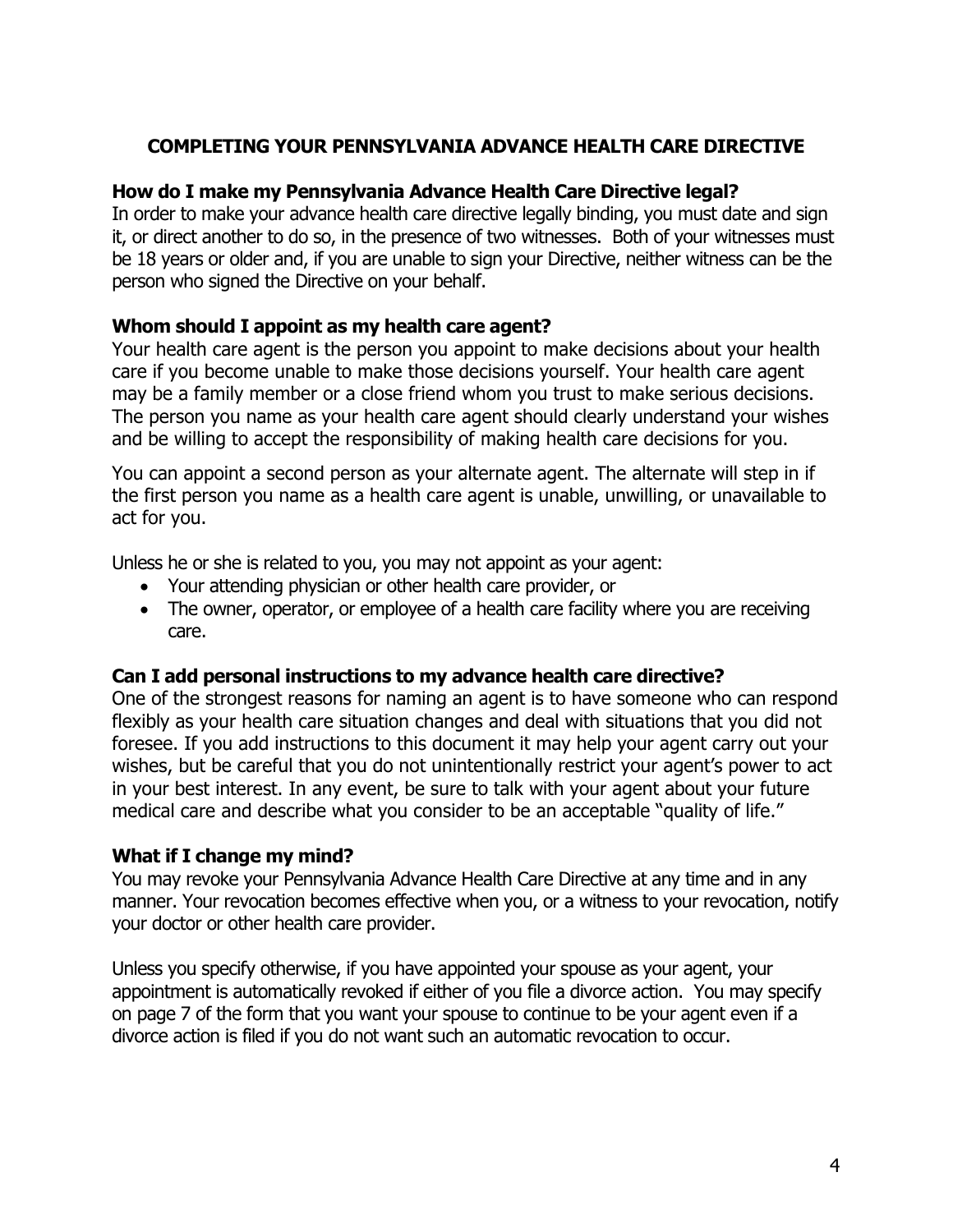## COMPLETING YOUR PENNSYLVANIA ADVANCE HEALTH CARE DIRECTIVE

### How do I make my Pennsylvania Advance Health Care Directive legal?

In order to make your advance health care directive legally binding, you must date and sign it, or direct another to do so, in the presence of two witnesses. Both of your witnesses must be 18 years or older and, if you are unable to sign your Directive, neither witness can be the person who signed the Directive on your behalf.

### Whom should I appoint as my health care agent?

Your health care agent is the person you appoint to make decisions about your health care if you become unable to make those decisions yourself. Your health care agent may be a family member or a close friend whom you trust to make serious decisions. The person you name as your health care agent should clearly understand your wishes and be willing to accept the responsibility of making health care decisions for you.

You can appoint a second person as your alternate agent. The alternate will step in if the first person you name as a health care agent is unable, unwilling, or unavailable to act for you.

Unless he or she is related to you, you may not appoint as your agent:

- Your attending physician or other health care provider, or
- The owner, operator, or employee of a health care facility where you are receiving care.

### Can I add personal instructions to my advance health care directive?

One of the strongest reasons for naming an agent is to have someone who can respond flexibly as your health care situation changes and deal with situations that you did not foresee. If you add instructions to this document it may help your agent carry out your wishes, but be careful that you do not unintentionally restrict your agent's power to act in your best interest. In any event, be sure to talk with your agent about your future medical care and describe what you consider to be an acceptable "quality of life."

### What if I change my mind?

You may revoke your Pennsylvania Advance Health Care Directive at any time and in any manner. Your revocation becomes effective when you, or a witness to your revocation, notify your doctor or other health care provider.

Unless you specify otherwise, if you have appointed your spouse as your agent, your appointment is automatically revoked if either of you file a divorce action. You may specify on page 7 of the form that you want your spouse to continue to be your agent even if a divorce action is filed if you do not want such an automatic revocation to occur.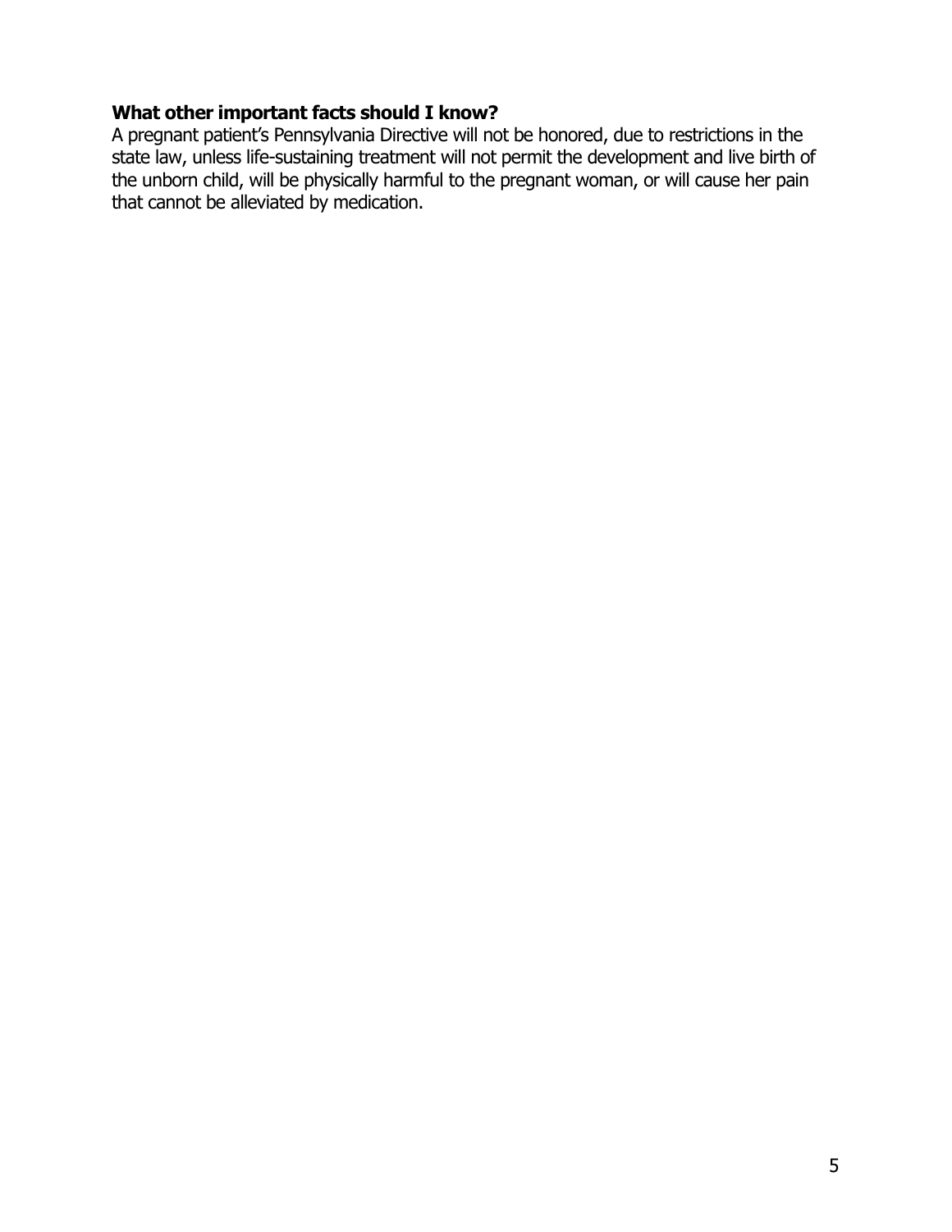**What other important facts should I know?**

A pregnant patient's Pennsylvania Directive will not be honored, due to restrictions in the state law, unless life-sustaining treatment will not permit the development and live birth of the unborn child, will be physically harmful to the pregnant woman, or will cause her pain that cannot be alleviated by medication.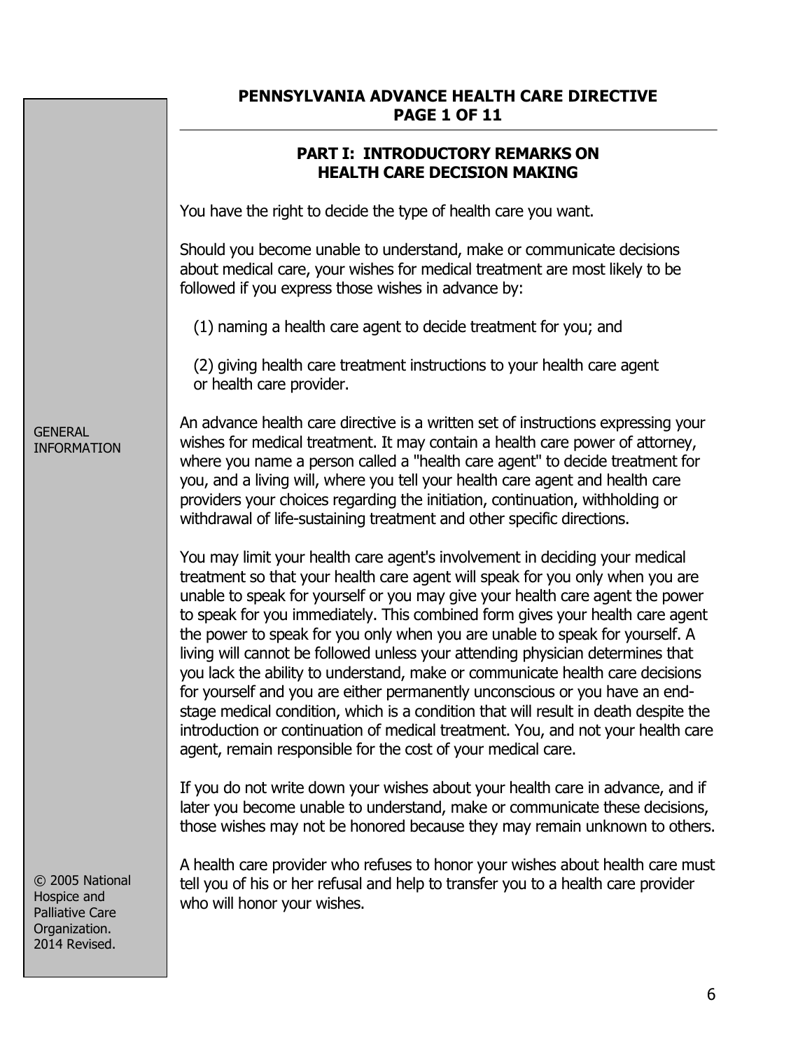**PENNSYLVANIA ADVANCE HEALTH CARE DIRECTIVE**

## PART I: INTRODUCTORY REMARKS ON HEALTH CARE DECISION MAKING

You have the right to decide the type of health care you want.

Should you become unable to understand, make or communicate decisions about medical care, your wishes for medical treatment are most likely to be followed if you express those wishes in advance by:

(1) naming a health care agent to decide treatment for you; and

(2) giving health care treatment instructions to your health care agent or health care provider.

GENERAL INFORMATION

An advance health care directive is a written set of instructions expressing your wishes for medical treatment. It may contain a health care power of attorney, where you name a person called a "health care agent" to decide treatment for you, and a living will, where you tell your health care agent and health care providers your choices regarding the initiation, continuation, withholding or withdrawal of life-sustaining treatment and other specific directions.

You may limit your health care agent's involvement in deciding your medical treatment so that your health care agent will speak for you only when you are unable to speak for yourself or you may give your health care agent the power to speak for you immediately. This combined form gives your health care agent the power to speak for you only when you are unable to speak for yourself. A living will cannot be followed unless your attending physician determines that you lack the ability to understand, make or communicate health care decisions for yourself and you are either permanently unconscious or you have an end-stage medical condition, which is a condition that will result in death despite the introduction or continuation of medical treatment. You, and not your health care agent, remain responsible for the cost of your medical care.

If you do not write down your wishes about your health care in advance, and if later you become unable to understand, make or communicate these decisions, those wishes may not be honored because they may remain unknown to others.

A health care provider who refuses to honor your wishes about health care must tell you of his or her refusal and help to transfer you to a health care provider who will honor your wishes.

© 2005 National Hospice and Palliative Care Organization. 2014 Revised.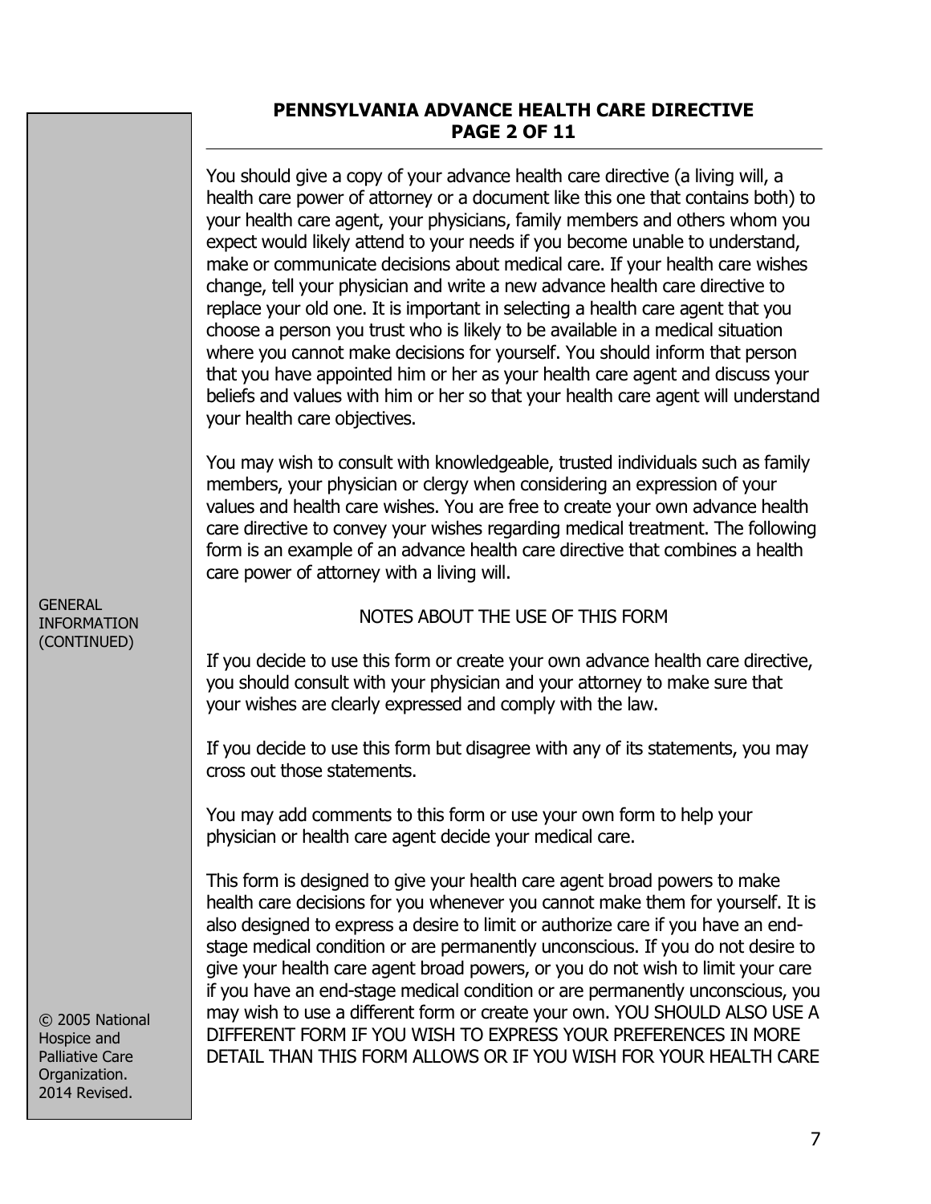You should give a copy of your advance health care directive (a living will, a health care power of attorney or a document like this one that contains both) to your health care agent, your physicians, family members and others whom you expect would likely attend to your needs if you become unable to understand, make or communicate decisions about medical care. If your health care wishes change, tell your physician and write a new advance health care directive to replace your old one. It is important in selecting a health care agent that you choose a person you trust who is likely to be available in a medical situation where you cannot make decisions for yourself. You should inform that person that you have appointed him or her as your health care agent and discuss your beliefs and values with him or her so that your health care agent will understand your health care objectives.

You may wish to consult with knowledgeable, trusted individuals such as family members, your physician or clergy when considering an expression of your values and health care wishes. You are free to create your own advance health care directive to convey your wishes regarding medical treatment. The following form is an example of an advance health care directive that combines a health care power of attorney with a living will.

GENERAL INFORMATION (CONTINUED)

NOTES ABOUT THE USE OF THIS FORM

If you decide to use this form or create your own advance health care directive, you should consult with your physician and your attorney to make sure that your wishes are clearly expressed and comply with the law.

If you decide to use this form but disagree with any of its statements, you may cross out those statements.

You may add comments to this form or use your own form to help your physician or health care agent decide your medical care.

This form is designed to give your health care agent broad powers to make health care decisions for you whenever you cannot make them for yourself. It is also designed to express a desire to limit or authorize care if you have an end-stage medical condition or are permanently unconscious. If you do not desire to give your health care agent broad powers, or you do not wish to limit your care if you have an end-stage medical condition or are permanently unconscious, you may wish to use a different form or create your own. YOU SHOULD ALSO USE A DIFFERENT FORM IF YOU WISH TO EXPRESS YOUR PREFERENCES IN MORE DETAIL THAN THIS FORM ALLOWS OR IF YOU WISH FOR YOUR HEALTH CARE

© 2005 National Hospice and Palliative Care Organization. 2014 Revised.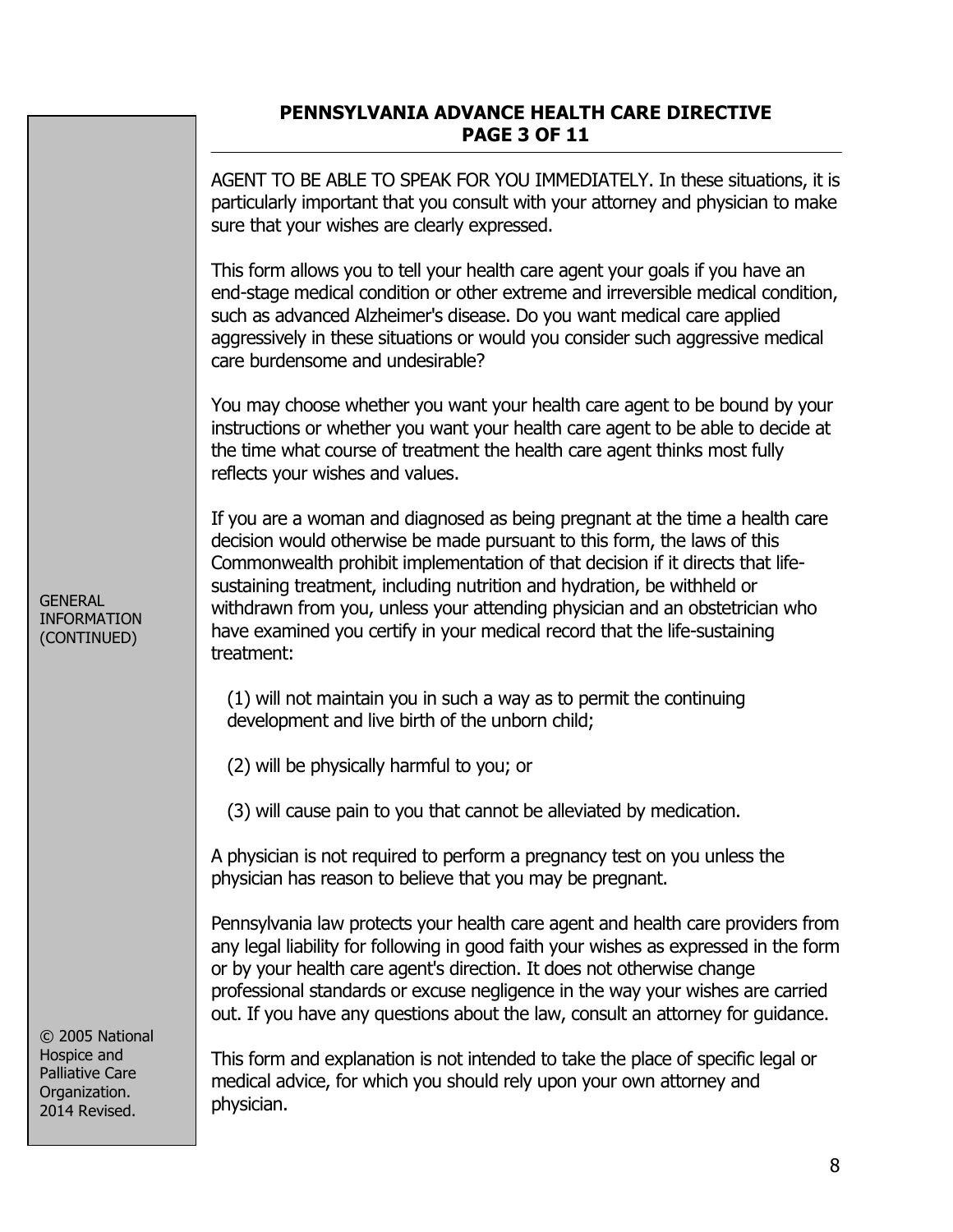AGENT TO BE ABLE TO SPEAK FOR YOU IMMEDIATELY. In these situations, it is particularly important that you consult with your attorney and physician to make sure that your wishes are clearly expressed.

This form allows you to tell your health care agent your goals if you have an end-stage medical condition or other extreme and irreversible medical condition, such as advanced Alzheimer's disease. Do you want medical care applied aggressively in these situations or would you consider such aggressive medical care burdensome and undesirable?

You may choose whether you want your health care agent to be bound by your instructions or whether you want your health care agent to be able to decide at the time what course of treatment the health care agent thinks most fully reflects your wishes and values.

GENERAL INFORMATION (CONTINUED)

If you are a woman and diagnosed as being pregnant at the time a health care decision would otherwise be made pursuant to this form, the laws of this Commonwealth prohibit implementation of that decision if it directs that life-sustaining treatment, including nutrition and hydration, be withheld or withdrawn from you, unless your attending physician and an obstetrician who have examined you certify in your medical record that the life-sustaining treatment:

(1) will not maintain you in such a way as to permit the continuing development and live birth of the unborn child;

(2) will be physically harmful to you; or

(3) will cause pain to you that cannot be alleviated by medication.

A physician is not required to perform a pregnancy test on you unless the physician has reason to believe that you may be pregnant.

Pennsylvania law protects your health care agent and health care providers from any legal liability for following in good faith your wishes as expressed in the form or by your health care agent's direction. It does not otherwise change professional standards or excuse negligence in the way your wishes are carried out. If you have any questions about the law, consult an attorney for guidance.

This form and explanation is not intended to take the place of specific legal or medical advice, for which you should rely upon your own attorney and physician.

© 2005 National Hospice and Palliative Care Organization. 2014 Revised.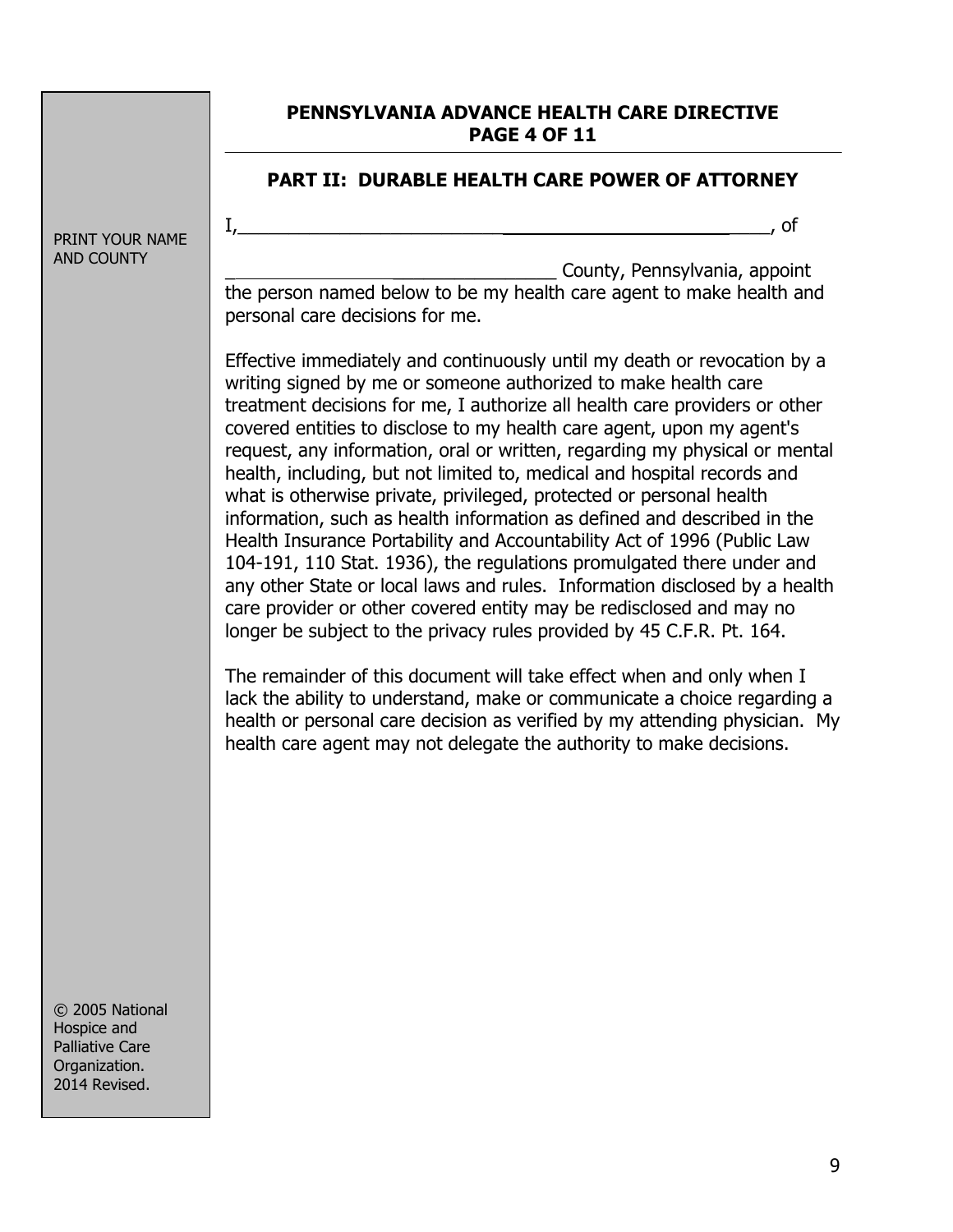**PENNSYLVANIA ADVANCE HEALTH CARE DIRECTIVE**
**PAGE 4 OF 11**

## PART II: DURABLE HEALTH CARE POWER OF ATTORNEY

PRINT YOUR NAME AND COUNTY

I,\_\_\_\_\_\_\_\_\_\_\_\_\_\_\_\_\_\_\_\_\_\_\_\_\_\_\_\_\_\_\_\_\_\_\_\_\_\_\_\_\_\_\_\_\_\_\_\_, of

\_\_\_\_\_\_\_\_\_\_\_\_\_\_\_\_\_\_\_\_\_\_\_\_\_\_\_\_\_\_\_\_ County, Pennsylvania, appoint the person named below to be my health care agent to make health and personal care decisions for me.

Effective immediately and continuously until my death or revocation by a writing signed by me or someone authorized to make health care treatment decisions for me, I authorize all health care providers or other covered entities to disclose to my health care agent, upon my agent's request, any information, oral or written, regarding my physical or mental health, including, but not limited to, medical and hospital records and what is otherwise private, privileged, protected or personal health information, such as health information as defined and described in the Health Insurance Portability and Accountability Act of 1996 (Public Law 104-191, 110 Stat. 1936), the regulations promulgated there under and any other State or local laws and rules. Information disclosed by a health care provider or other covered entity may be redisclosed and may no longer be subject to the privacy rules provided by 45 C.F.R. Pt. 164.

The remainder of this document will take effect when and only when I lack the ability to understand, make or communicate a choice regarding a health or personal care decision as verified by my attending physician. My health care agent may not delegate the authority to make decisions.

© 2005 National Hospice and Palliative Care Organization. 2014 Revised.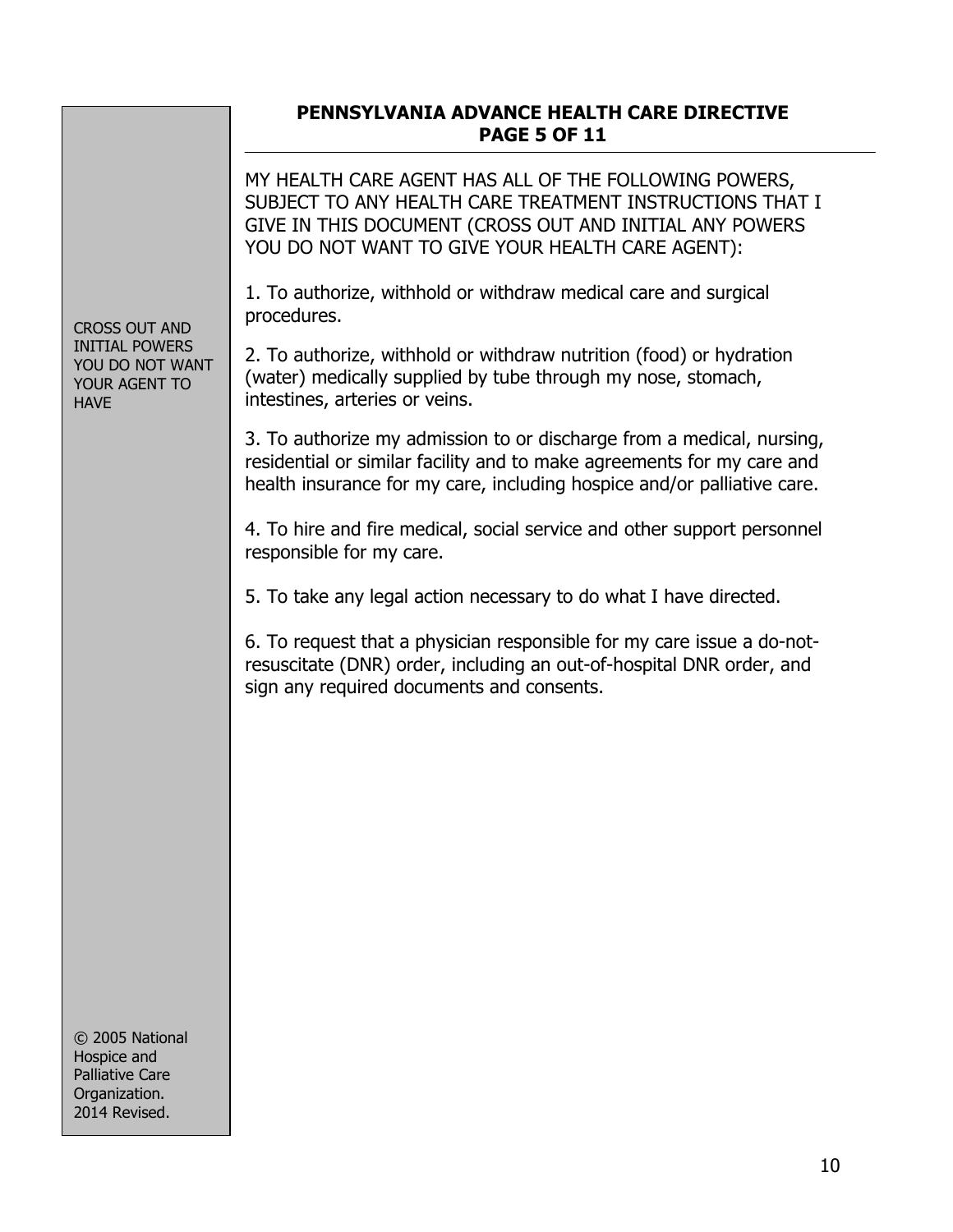**PENNSYLVANIA ADVANCE HEALTH CARE DIRECTIVE**

CROSS OUT AND INITIAL POWERS YOU DO NOT WANT YOUR AGENT TO HAVE

MY HEALTH CARE AGENT HAS ALL OF THE FOLLOWING POWERS, SUBJECT TO ANY HEALTH CARE TREATMENT INSTRUCTIONS THAT I GIVE IN THIS DOCUMENT (CROSS OUT AND INITIAL ANY POWERS YOU DO NOT WANT TO GIVE YOUR HEALTH CARE AGENT):

1. To authorize, withhold or withdraw medical care and surgical procedures.

2. To authorize, withhold or withdraw nutrition (food) or hydration (water) medically supplied by tube through my nose, stomach, intestines, arteries or veins.

3. To authorize my admission to or discharge from a medical, nursing, residential or similar facility and to make agreements for my care and health insurance for my care, including hospice and/or palliative care.

4. To hire and fire medical, social service and other support personnel responsible for my care.

5. To take any legal action necessary to do what I have directed.

6. To request that a physician responsible for my care issue a do-not-resuscitate (DNR) order, including an out-of-hospital DNR order, and sign any required documents and consents.

© 2005 National Hospice and Palliative Care Organization. 2014 Revised.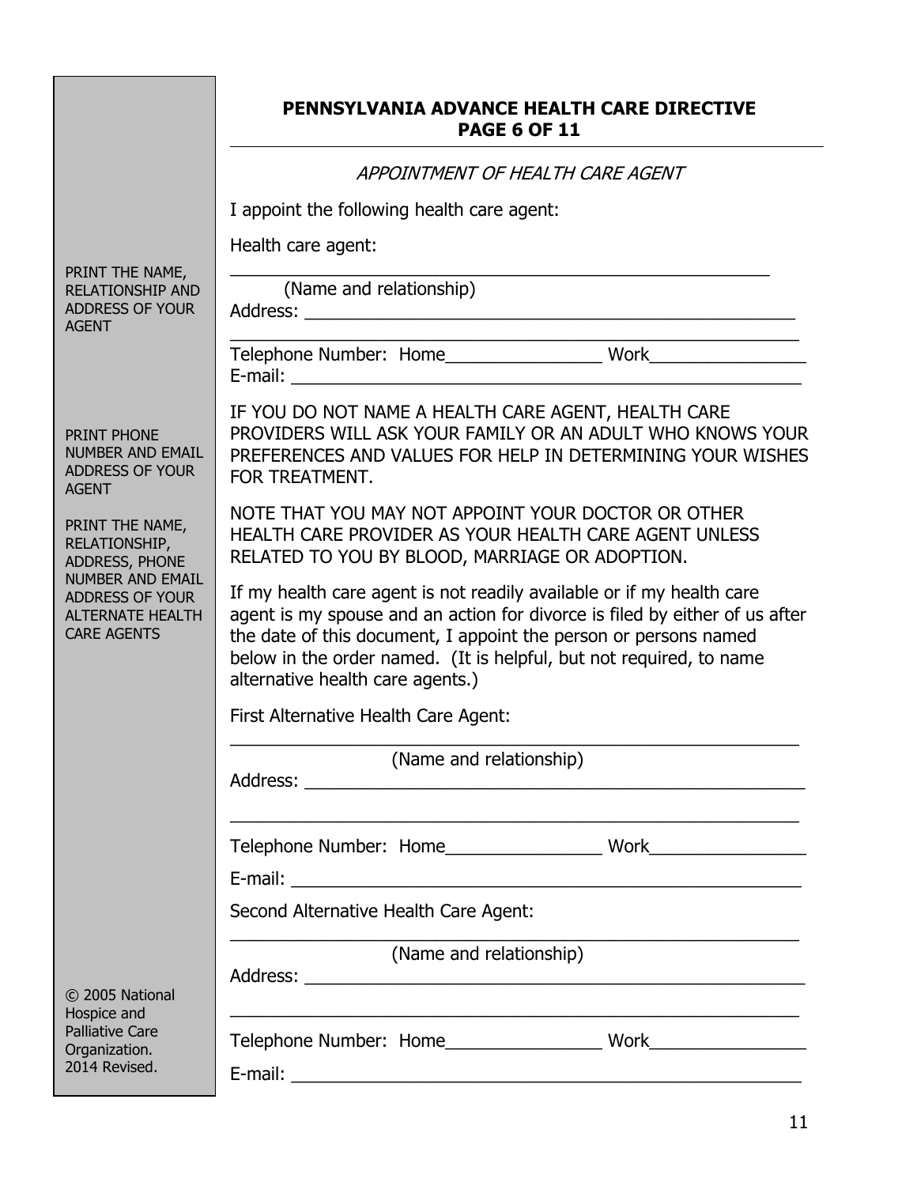## PENNSYLVANIA ADVANCE HEALTH CARE DIRECTIVE PAGE 6 OF 11

*APPOINTMENT OF HEALTH CARE AGENT*

PRINT THE NAME, RELATIONSHIP AND ADDRESS OF YOUR AGENT

I appoint the following health care agent:

Health care agent:

_______________________________________________________

(Name and relationship)

Address: _______________________________________________

_______________________________________________________

PRINT PHONE NUMBER AND EMAIL ADDRESS OF YOUR AGENT

Telephone Number: Home________________ Work________________

E-mail: ________________________________________________

IF YOU DO NOT NAME A HEALTH CARE AGENT, HEALTH CARE PROVIDERS WILL ASK YOUR FAMILY OR AN ADULT WHO KNOWS YOUR PREFERENCES AND VALUES FOR HELP IN DETERMINING YOUR WISHES FOR TREATMENT.

NOTE THAT YOU MAY NOT APPOINT YOUR DOCTOR OR OTHER HEALTH CARE PROVIDER AS YOUR HEALTH CARE AGENT UNLESS RELATED TO YOU BY BLOOD, MARRIAGE OR ADOPTION.

PRINT THE NAME, RELATIONSHIP, ADDRESS, PHONE NUMBER AND EMAIL ADDRESS OF YOUR ALTERNATE HEALTH CARE AGENTS

If my health care agent is not readily available or if my health care agent is my spouse and an action for divorce is filed by either of us after the date of this document, I appoint the person or persons named below in the order named. (It is helpful, but not required, to name alternative health care agents.)

First Alternative Health Care Agent:

_______________________________________________________

(Name and relationship)

Address: _______________________________________________

_______________________________________________________

Telephone Number: Home________________ Work________________

E-mail: ________________________________________________

Second Alternative Health Care Agent:

_______________________________________________________

(Name and relationship)

Address: _______________________________________________

_______________________________________________________

Telephone Number: Home________________ Work________________

E-mail: ________________________________________________

© 2005 National Hospice and Palliative Care Organization. 2014 Revised.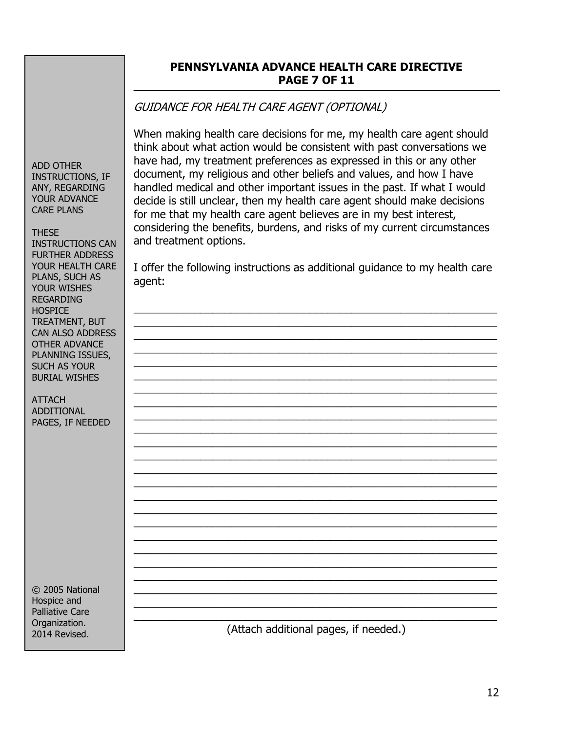**PENNSYLVANIA ADVANCE HEALTH CARE DIRECTIVE**

ADD OTHER INSTRUCTIONS, IF ANY, REGARDING YOUR ADVANCE CARE PLANS

THESE INSTRUCTIONS CAN FURTHER ADDRESS YOUR HEALTH CARE PLANS, SUCH AS YOUR WISHES REGARDING HOSPICE TREATMENT, BUT CAN ALSO ADDRESS OTHER ADVANCE PLANNING ISSUES, SUCH AS YOUR BURIAL WISHES

ATTACH ADDITIONAL PAGES, IF NEEDED

© 2005 National Hospice and Palliative Care Organization. 2014 Revised.

*GUIDANCE FOR HEALTH CARE AGENT (OPTIONAL)*

When making health care decisions for me, my health care agent should think about what action would be consistent with past conversations we have had, my treatment preferences as expressed in this or any other document, my religious and other beliefs and values, and how I have handled medical and other important issues in the past. If what I would decide is still unclear, then my health care agent should make decisions for me that my health care agent believes are in my best interest, considering the benefits, burdens, and risks of my current circumstances and treatment options.

I offer the following instructions as additional guidance to my health care agent:

\_\_\_\_\_\_\_\_\_\_\_\_\_\_\_\_\_\_\_\_\_\_\_\_\_\_\_\_\_\_\_\_\_\_\_\_\_\_\_\_\_\_\_\_\_\_\_\_\_\_\_\_\_\_\_\_\_\_\_\_
\_\_\_\_\_\_\_\_\_\_\_\_\_\_\_\_\_\_\_\_\_\_\_\_\_\_\_\_\_\_\_\_\_\_\_\_\_\_\_\_\_\_\_\_\_\_\_\_\_\_\_\_\_\_\_\_\_\_\_\_
\_\_\_\_\_\_\_\_\_\_\_\_\_\_\_\_\_\_\_\_\_\_\_\_\_\_\_\_\_\_\_\_\_\_\_\_\_\_\_\_\_\_\_\_\_\_\_\_\_\_\_\_\_\_\_\_\_\_\_\_
\_\_\_\_\_\_\_\_\_\_\_\_\_\_\_\_\_\_\_\_\_\_\_\_\_\_\_\_\_\_\_\_\_\_\_\_\_\_\_\_\_\_\_\_\_\_\_\_\_\_\_\_\_\_\_\_\_\_\_\_
\_\_\_\_\_\_\_\_\_\_\_\_\_\_\_\_\_\_\_\_\_\_\_\_\_\_\_\_\_\_\_\_\_\_\_\_\_\_\_\_\_\_\_\_\_\_\_\_\_\_\_\_\_\_\_\_\_\_\_\_
\_\_\_\_\_\_\_\_\_\_\_\_\_\_\_\_\_\_\_\_\_\_\_\_\_\_\_\_\_\_\_\_\_\_\_\_\_\_\_\_\_\_\_\_\_\_\_\_\_\_\_\_\_\_\_\_\_\_\_\_

(Attach additional pages, if needed.)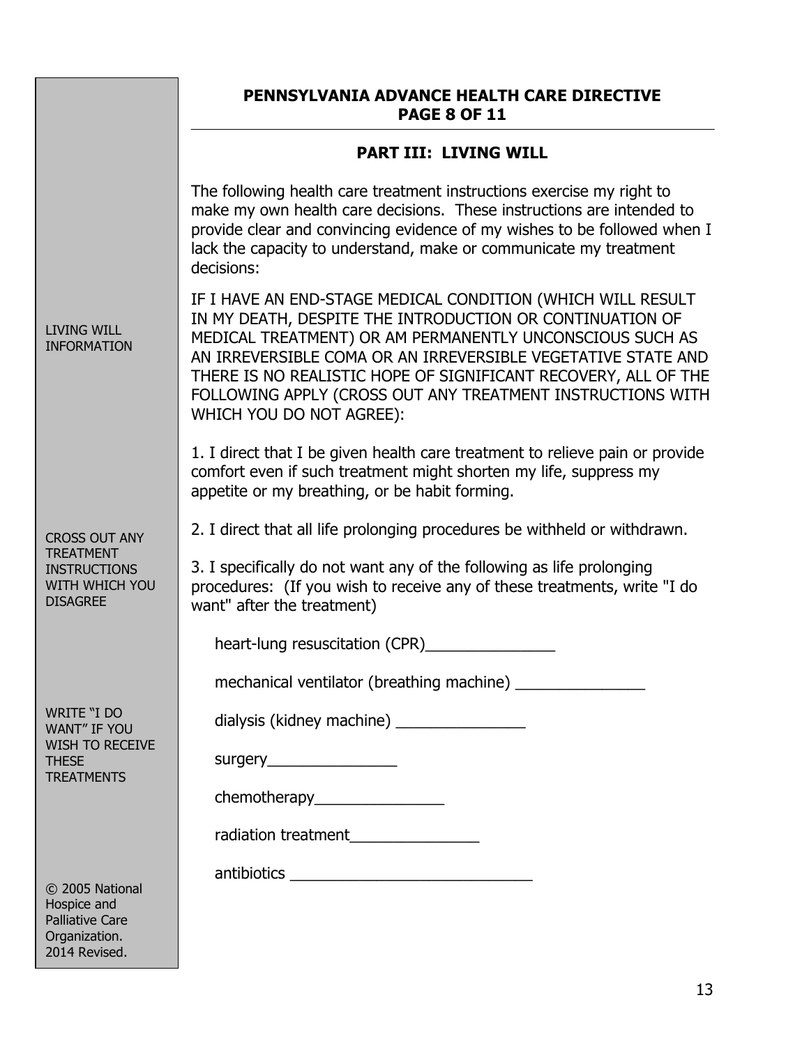## PENNSYLVANIA ADVANCE HEALTH CARE DIRECTIVE

### PART III: LIVING WILL

The following health care treatment instructions exercise my right to make my own health care decisions. These instructions are intended to provide clear and convincing evidence of my wishes to be followed when I lack the capacity to understand, make or communicate my treatment decisions:

LIVING WILL INFORMATION

IF I HAVE AN END-STAGE MEDICAL CONDITION (WHICH WILL RESULT IN MY DEATH, DESPITE THE INTRODUCTION OR CONTINUATION OF MEDICAL TREATMENT) OR AM PERMANENTLY UNCONSCIOUS SUCH AS AN IRREVERSIBLE COMA OR AN IRREVERSIBLE VEGETATIVE STATE AND THERE IS NO REALISTIC HOPE OF SIGNIFICANT RECOVERY, ALL OF THE FOLLOWING APPLY (CROSS OUT ANY TREATMENT INSTRUCTIONS WITH WHICH YOU DO NOT AGREE):

1. I direct that I be given health care treatment to relieve pain or provide comfort even if such treatment might shorten my life, suppress my appetite or my breathing, or be habit forming.

CROSS OUT ANY TREATMENT INSTRUCTIONS WITH WHICH YOU DISAGREE

2. I direct that all life prolonging procedures be withheld or withdrawn.

3. I specifically do not want any of the following as life prolonging procedures: (If you wish to receive any of these treatments, write "I do want" after the treatment)

WRITE "I DO WANT" IF YOU WISH TO RECEIVE THESE TREATMENTS

heart-lung resuscitation (CPR)_______________

mechanical ventilator (breathing machine) _______________

dialysis (kidney machine) _______________

surgery_______________

chemotherapy_______________

radiation treatment_______________

antibiotics ____________________________

© 2005 National Hospice and Palliative Care Organization. 2014 Revised.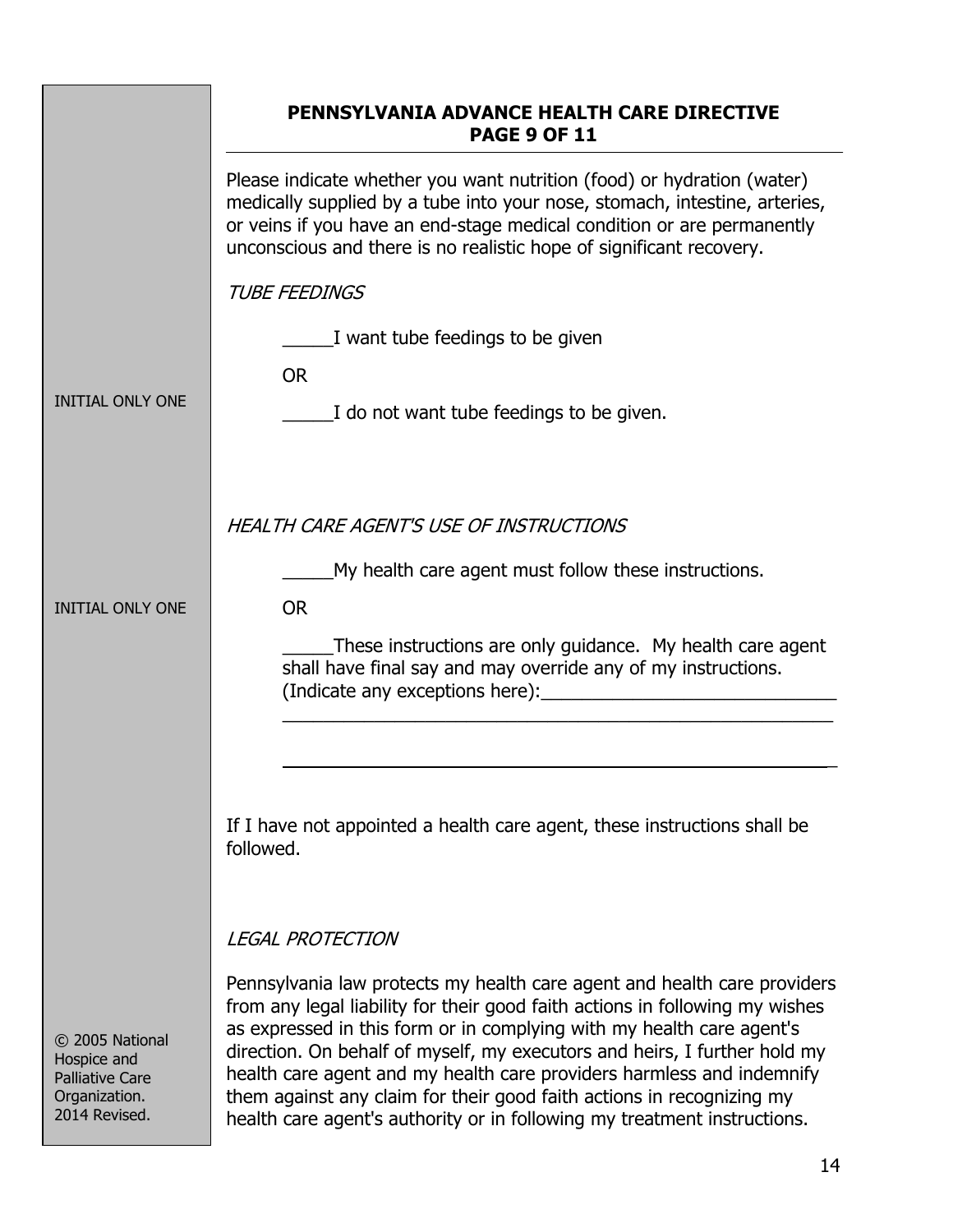## PENNSYLVANIA ADVANCE HEALTH CARE DIRECTIVE

Please indicate whether you want nutrition (food) or hydration (water) medically supplied by a tube into your nose, stomach, intestine, arteries, or veins if you have an end-stage medical condition or are permanently unconscious and there is no realistic hope of significant recovery.

*TUBE FEEDINGS*

INITIAL ONLY ONE

_____I want tube feedings to be given

OR

_____I do not want tube feedings to be given.

*HEALTH CARE AGENT'S USE OF INSTRUCTIONS*

INITIAL ONLY ONE

_____My health care agent must follow these instructions.

OR

_____These instructions are only guidance. My health care agent shall have final say and may override any of my instructions. (Indicate any exceptions here):_____________________________

_______________________________________________________

_______________________________________________________

If I have not appointed a health care agent, these instructions shall be followed.

*LEGAL PROTECTION*

Pennsylvania law protects my health care agent and health care providers from any legal liability for their good faith actions in following my wishes as expressed in this form or in complying with my health care agent's direction. On behalf of myself, my executors and heirs, I further hold my health care agent and my health care providers harmless and indemnify them against any claim for their good faith actions in recognizing my health care agent's authority or in following my treatment instructions.

© 2005 National Hospice and Palliative Care Organization. 2014 Revised.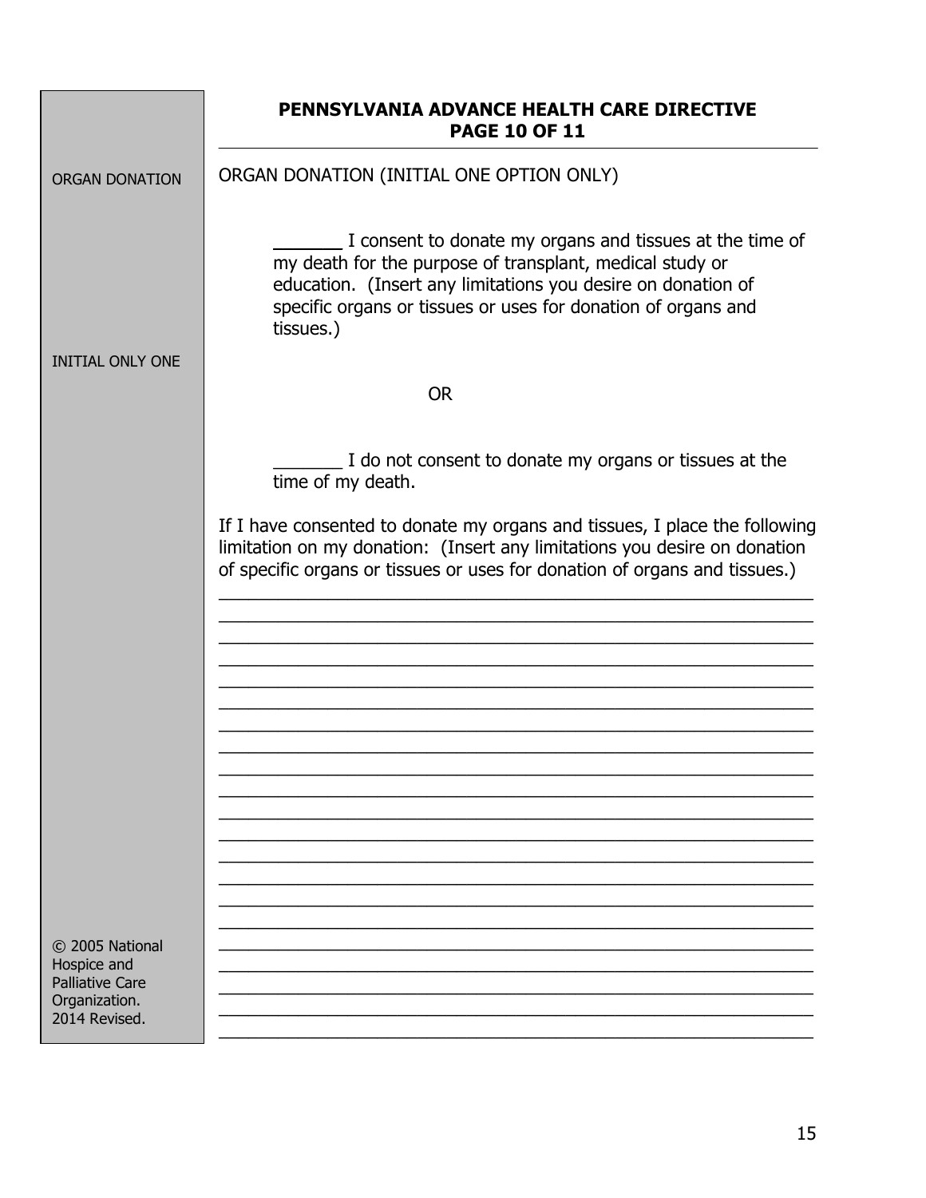## PENNSYLVANIA ADVANCE HEALTH CARE DIRECTIVE
## PAGE 10 OF 11

ORGAN DONATION

ORGAN DONATION (INITIAL ONE OPTION ONLY)

INITIAL ONLY ONE

_______ I consent to donate my organs and tissues at the time of my death for the purpose of transplant, medical study or education. (Insert any limitations you desire on donation of specific organs or tissues or uses for donation of organs and tissues.)

OR

_______ I do not consent to donate my organs or tissues at the time of my death.

If I have consented to donate my organs and tissues, I place the following limitation on my donation: (Insert any limitations you desire on donation of specific organs or tissues or uses for donation of organs and tissues.)

_______________________________________________________________
_______________________________________________________________
_______________________________________________________________
_______________________________________________________________
_______________________________________________________________
_______________________________________________________________
_______________________________________________________________
_______________________________________________________________
_______________________________________________________________
_______________________________________________________________
_______________________________________________________________
_______________________________________________________________
_______________________________________________________________
_______________________________________________________________
_______________________________________________________________
_______________________________________________________________
_______________________________________________________________
_______________________________________________________________
_______________________________________________________________
_______________________________________________________________
_______________________________________________________________

© 2005 National Hospice and Palliative Care Organization. 2014 Revised.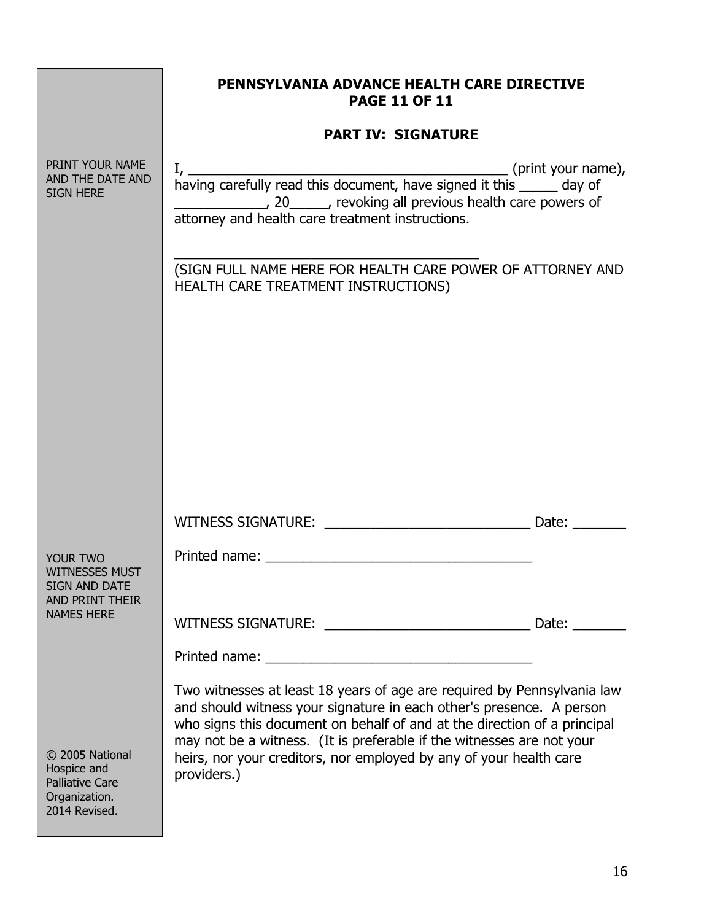PRINT YOUR NAME AND THE DATE AND SIGN HERE

# PENNSYLVANIA ADVANCE HEALTH CARE DIRECTIVE
## PAGE 11 OF 11

### PART IV: SIGNATURE

I, ___________________________________________ (print your name), having carefully read this document, have signed it this _____ day of ____________, 20_____, revoking all previous health care powers of attorney and health care treatment instructions.

_________________________________________

(SIGN FULL NAME HERE FOR HEALTH CARE POWER OF ATTORNEY AND HEALTH CARE TREATMENT INSTRUCTIONS)

YOUR TWO WITNESSES MUST SIGN AND DATE AND PRINT THEIR NAMES HERE

WITNESS SIGNATURE: ___________________________ Date: _______

Printed name: ___________________________________

WITNESS SIGNATURE: ___________________________ Date: _______

Printed name: ___________________________________

Two witnesses at least 18 years of age are required by Pennsylvania law and should witness your signature in each other's presence. A person who signs this document on behalf of and at the direction of a principal may not be a witness. (It is preferable if the witnesses are not your heirs, nor your creditors, nor employed by any of your health care providers.)

© 2005 National Hospice and Palliative Care Organization. 2014 Revised.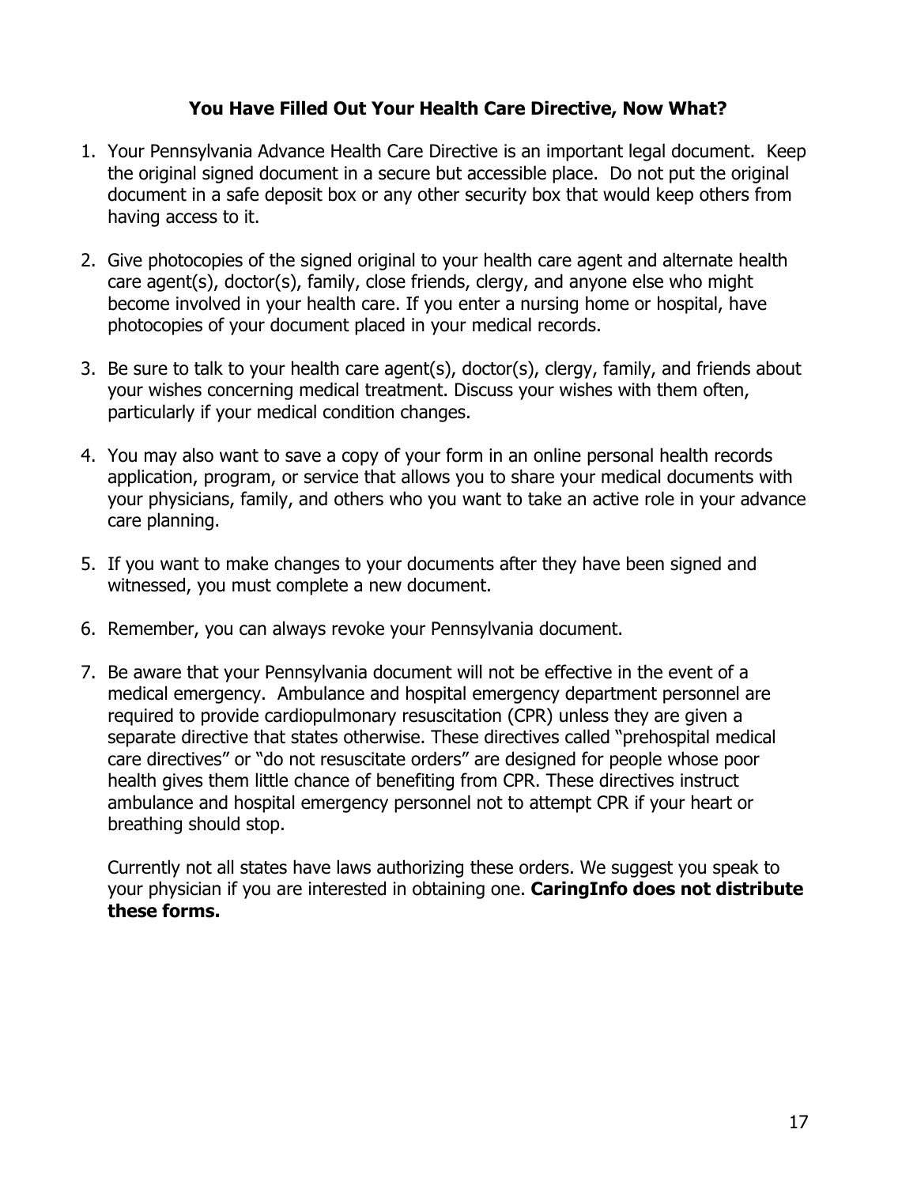## You Have Filled Out Your Health Care Directive, Now What?

1. Your Pennsylvania Advance Health Care Directive is an important legal document. Keep the original signed document in a secure but accessible place. Do not put the original document in a safe deposit box or any other security box that would keep others from having access to it.

2. Give photocopies of the signed original to your health care agent and alternate health care agent(s), doctor(s), family, close friends, clergy, and anyone else who might become involved in your health care. If you enter a nursing home or hospital, have photocopies of your document placed in your medical records.

3. Be sure to talk to your health care agent(s), doctor(s), clergy, family, and friends about your wishes concerning medical treatment. Discuss your wishes with them often, particularly if your medical condition changes.

4. You may also want to save a copy of your form in an online personal health records application, program, or service that allows you to share your medical documents with your physicians, family, and others who you want to take an active role in your advance care planning.

5. If you want to make changes to your documents after they have been signed and witnessed, you must complete a new document.

6. Remember, you can always revoke your Pennsylvania document.

7. Be aware that your Pennsylvania document will not be effective in the event of a medical emergency. Ambulance and hospital emergency department personnel are required to provide cardiopulmonary resuscitation (CPR) unless they are given a separate directive that states otherwise. These directives called "prehospital medical care directives" or "do not resuscitate orders" are designed for people whose poor health gives them little chance of benefiting from CPR. These directives instruct ambulance and hospital emergency personnel not to attempt CPR if your heart or breathing should stop.

   Currently not all states have laws authorizing these orders. We suggest you speak to your physician if you are interested in obtaining one. **CaringInfo does not distribute these forms.**